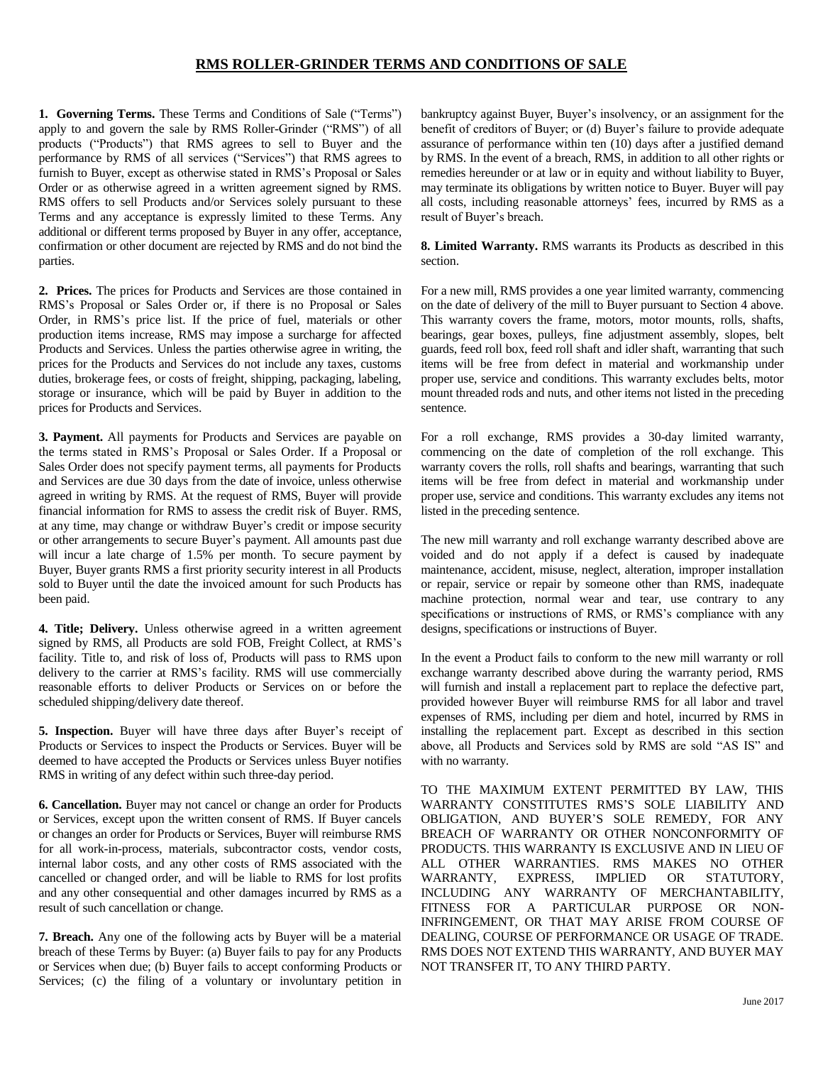# RMS ROLLER-GRINDER TERMS AND CONDITIONS OF SALE

**1. Governing Terms.** These Terms and Conditions of Sale ("Terms") apply to and govern the sale by RMS Roller-Grinder ("RMS") of all products ("Products") that RMS agrees to sell to Buyer and the performance by RMS of all services ("Services") that RMS agrees to furnish to Buyer, except as otherwise stated in RMS's Proposal or Sales Order or as otherwise agreed in a written agreement signed by RMS. RMS offers to sell Products and/or Services solely pursuant to these Terms and any acceptance is expressly limited to these Terms. Any additional or different terms proposed by Buyer in any offer, acceptance, confirmation or other document are rejected by RMS and do not bind the parties.

**2. Prices.** The prices for Products and Services are those contained in RMS's Proposal or Sales Order or, if there is no Proposal or Sales Order, in RMS's price list. If the price of fuel, materials or other production items increase, RMS may impose a surcharge for affected Products and Services. Unless the parties otherwise agree in writing, the prices for the Products and Services do not include any taxes, customs duties, brokerage fees, or costs of freight, shipping, packaging, labeling, storage or insurance, which will be paid by Buyer in addition to the prices for Products and Services.

**3. Payment.** All payments for Products and Services are payable on the terms stated in RMS's Proposal or Sales Order. If a Proposal or Sales Order does not specify payment terms, all payments for Products and Services are due 30 days from the date of invoice, unless otherwise agreed in writing by RMS. At the request of RMS, Buyer will provide financial information for RMS to assess the credit risk of Buyer. RMS, at any time, may change or withdraw Buyer's credit or impose security or other arrangements to secure Buyer's payment. All amounts past due will incur a late charge of 1.5% per month. To secure payment by Buyer, Buyer grants RMS a first priority security interest in all Products sold to Buyer until the date the invoiced amount for such Products has been paid.

**4. Title; Delivery.** Unless otherwise agreed in a written agreement signed by RMS, all Products are sold FOB, Freight Collect, at RMS's facility. Title to, and risk of loss of, Products will pass to RMS upon delivery to the carrier at RMS's facility. RMS will use commercially reasonable efforts to deliver Products or Services on or before the scheduled shipping/delivery date thereof.

**5. Inspection.** Buyer will have three days after Buyer's receipt of Products or Services to inspect the Products or Services. Buyer will be deemed to have accepted the Products or Services unless Buyer notifies RMS in writing of any defect within such three-day period.

**6. Cancellation.** Buyer may not cancel or change an order for Products or Services, except upon the written consent of RMS. If Buyer cancels or changes an order for Products or Services, Buyer will reimburse RMS for all work-in-process, materials, subcontractor costs, vendor costs, internal labor costs, and any other costs of RMS associated with the cancelled or changed order, and will be liable to RMS for lost profits and any other consequential and other damages incurred by RMS as a result of such cancellation or change.

**7. Breach.** Any one of the following acts by Buyer will be a material breach of these Terms by Buyer: (a) Buyer fails to pay for any Products or Services when due; (b) Buyer fails to accept conforming Products or Services; (c) the filing of a voluntary or involuntary petition in bankruptcy against Buyer, Buyer's insolvency, or an assignment for the benefit of creditors of Buyer; or (d) Buyer's failure to provide adequate assurance of performance within ten (10) days after a justified demand by RMS. In the event of a breach, RMS, in addition to all other rights or remedies hereunder or at law or in equity and without liability to Buyer, may terminate its obligations by written notice to Buyer. Buyer will pay all costs, including reasonable attorneys' fees, incurred by RMS as a result of Buyer's breach.

**8. Limited Warranty.** RMS warrants its Products as described in this section.

For a new mill, RMS provides a one year limited warranty, commencing on the date of delivery of the mill to Buyer pursuant to Section 4 above. This warranty covers the frame, motors, motor mounts, rolls, shafts, bearings, gear boxes, pulleys, fine adjustment assembly, slopes, belt guards, feed roll box, feed roll shaft and idler shaft, warranting that such items will be free from defect in material and workmanship under proper use, service and conditions. This warranty excludes belts, motor mount threaded rods and nuts, and other items not listed in the preceding sentence.

For a roll exchange, RMS provides a 30-day limited warranty, commencing on the date of completion of the roll exchange. This warranty covers the rolls, roll shafts and bearings, warranting that such items will be free from defect in material and workmanship under proper use, service and conditions. This warranty excludes any items not listed in the preceding sentence.

The new mill warranty and roll exchange warranty described above are voided and do not apply if a defect is caused by inadequate maintenance, accident, misuse, neglect, alteration, improper installation or repair, service or repair by someone other than RMS, inadequate machine protection, normal wear and tear, use contrary to any specifications or instructions of RMS, or RMS's compliance with any designs, specifications or instructions of Buyer.

In the event a Product fails to conform to the new mill warranty or roll exchange warranty described above during the warranty period, RMS will furnish and install a replacement part to replace the defective part, provided however Buyer will reimburse RMS for all labor and travel expenses of RMS, including per diem and hotel, incurred by RMS in installing the replacement part. Except as described in this section above, all Products and Services sold by RMS are sold "AS IS" and with no warranty.

TO THE MAXIMUM EXTENT PERMITTED BY LAW, THIS WARRANTY CONSTITUTES RMS'S SOLE LIABILITY AND OBLIGATION, AND BUYER'S SOLE REMEDY, FOR ANY BREACH OF WARRANTY OR OTHER NONCONFORMITY OF PRODUCTS. THIS WARRANTY IS EXCLUSIVE AND IN LIEU OF ALL OTHER WARRANTIES. RMS MAKES NO OTHER WARRANTY, EXPRESS, IMPLIED OR STATUTORY, INCLUDING ANY WARRANTY OF MERCHANTABILITY, FITNESS FOR A PARTICULAR PURPOSE OR NON-INFRINGEMENT, OR THAT MAY ARISE FROM COURSE OF DEALING, COURSE OF PERFORMANCE OR USAGE OF TRADE. RMS DOES NOT EXTEND THIS WARRANTY, AND BUYER MAY NOT TRANSFER IT, TO ANY THIRD PARTY.

June 2017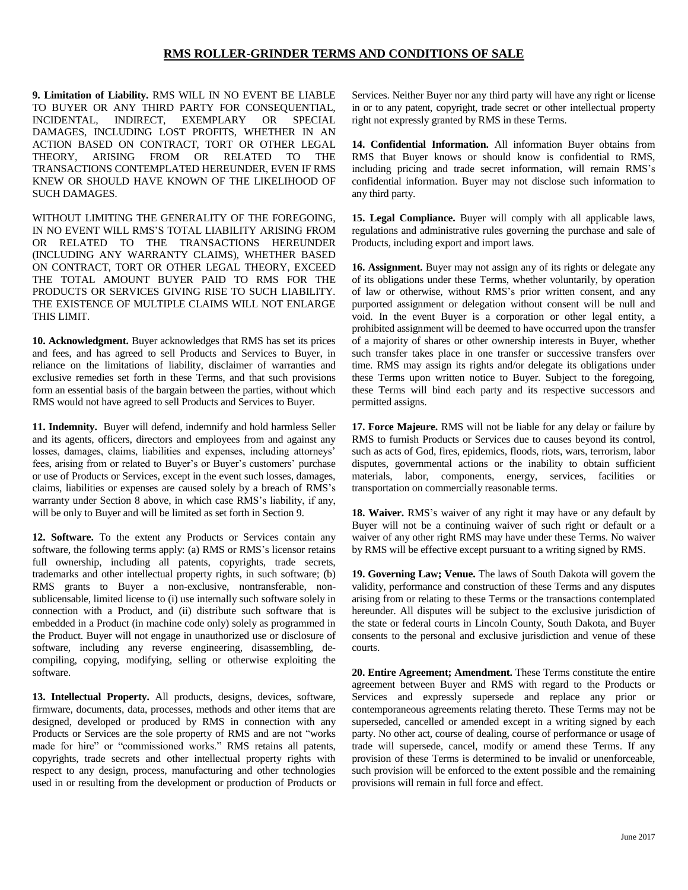# RMS ROLLER-GRINDER TERMS AND CONDITIONS OF SALE

**9. Limitation of Liability.** RMS WILL IN NO EVENT BE LIABLE TO BUYER OR ANY THIRD PARTY FOR CONSEQUENTIAL, INCIDENTAL, INDIRECT, EXEMPLARY OR SPECIAL DAMAGES, INCLUDING LOST PROFITS, WHETHER IN AN ACTION BASED ON CONTRACT, TORT OR OTHER LEGAL THEORY, ARISING FROM OR RELATED TO THE TRANSACTIONS CONTEMPLATED HEREUNDER, EVEN IF RMS KNEW OR SHOULD HAVE KNOWN OF THE LIKELIHOOD OF SUCH DAMAGES.

WITHOUT LIMITING THE GENERALITY OF THE FOREGOING, IN NO EVENT WILL RMS'S TOTAL LIABILITY ARISING FROM OR RELATED TO THE TRANSACTIONS HEREUNDER (INCLUDING ANY WARRANTY CLAIMS), WHETHER BASED ON CONTRACT, TORT OR OTHER LEGAL THEORY, EXCEED THE TOTAL AMOUNT BUYER PAID TO RMS FOR THE PRODUCTS OR SERVICES GIVING RISE TO SUCH LIABILITY. THE EXISTENCE OF MULTIPLE CLAIMS WILL NOT ENLARGE THIS LIMIT.

**10. Acknowledgment.** Buyer acknowledges that RMS has set its prices and fees, and has agreed to sell Products and Services to Buyer, in reliance on the limitations of liability, disclaimer of warranties and exclusive remedies set forth in these Terms, and that such provisions form an essential basis of the bargain between the parties, without which RMS would not have agreed to sell Products and Services to Buyer.

**11. Indemnity.** Buyer will defend, indemnify and hold harmless Seller and its agents, officers, directors and employees from and against any losses, damages, claims, liabilities and expenses, including attorneys' fees, arising from or related to Buyer's or Buyer's customers' purchase or use of Products or Services, except in the event such losses, damages, claims, liabilities or expenses are caused solely by a breach of RMS's warranty under Section 8 above, in which case RMS's liability, if any, will be only to Buyer and will be limited as set forth in Section 9.

**12. Software.** To the extent any Products or Services contain any software, the following terms apply: (a) RMS or RMS's licensor retains full ownership, including all patents, copyrights, trade secrets, trademarks and other intellectual property rights, in such software; (b) RMS grants to Buyer a non-exclusive, nontransferable, non-sublicensable, limited license to (i) use internally such software solely in connection with a Product, and (ii) distribute such software that is embedded in a Product (in machine code only) solely as programmed in the Product. Buyer will not engage in unauthorized use or disclosure of software, including any reverse engineering, disassembling, de-compiling, copying, modifying, selling or otherwise exploiting the software.

**13. Intellectual Property.** All products, designs, devices, software, firmware, documents, data, processes, methods and other items that are designed, developed or produced by RMS in connection with any Products or Services are the sole property of RMS and are not "works made for hire" or "commissioned works." RMS retains all patents, copyrights, trade secrets and other intellectual property rights with respect to any design, process, manufacturing and other technologies used in or resulting from the development or production of Products or Services. Neither Buyer nor any third party will have any right or license in or to any patent, copyright, trade secret or other intellectual property right not expressly granted by RMS in these Terms.

**14. Confidential Information.** All information Buyer obtains from RMS that Buyer knows or should know is confidential to RMS, including pricing and trade secret information, will remain RMS's confidential information. Buyer may not disclose such information to any third party.

**15. Legal Compliance.** Buyer will comply with all applicable laws, regulations and administrative rules governing the purchase and sale of Products, including export and import laws.

**16. Assignment.** Buyer may not assign any of its rights or delegate any of its obligations under these Terms, whether voluntarily, by operation of law or otherwise, without RMS's prior written consent, and any purported assignment or delegation without consent will be null and void. In the event Buyer is a corporation or other legal entity, a prohibited assignment will be deemed to have occurred upon the transfer of a majority of shares or other ownership interests in Buyer, whether such transfer takes place in one transfer or successive transfers over time. RMS may assign its rights and/or delegate its obligations under these Terms upon written notice to Buyer. Subject to the foregoing, these Terms will bind each party and its respective successors and permitted assigns.

**17. Force Majeure.** RMS will not be liable for any delay or failure by RMS to furnish Products or Services due to causes beyond its control, such as acts of God, fires, epidemics, floods, riots, wars, terrorism, labor disputes, governmental actions or the inability to obtain sufficient materials, labor, components, energy, services, facilities or transportation on commercially reasonable terms.

**18. Waiver.** RMS's waiver of any right it may have or any default by Buyer will not be a continuing waiver of such right or default or a waiver of any other right RMS may have under these Terms. No waiver by RMS will be effective except pursuant to a writing signed by RMS.

**19. Governing Law; Venue.** The laws of South Dakota will govern the validity, performance and construction of these Terms and any disputes arising from or relating to these Terms or the transactions contemplated hereunder. All disputes will be subject to the exclusive jurisdiction of the state or federal courts in Lincoln County, South Dakota, and Buyer consents to the personal and exclusive jurisdiction and venue of these courts.

**20. Entire Agreement; Amendment.** These Terms constitute the entire agreement between Buyer and RMS with regard to the Products or Services and expressly supersede and replace any prior or contemporaneous agreements relating thereto. These Terms may not be superseded, cancelled or amended except in a writing signed by each party. No other act, course of dealing, course of performance or usage of trade will supersede, cancel, modify or amend these Terms. If any provision of these Terms is determined to be invalid or unenforceable, such provision will be enforced to the extent possible and the remaining provisions will remain in full force and effect.

June 2017